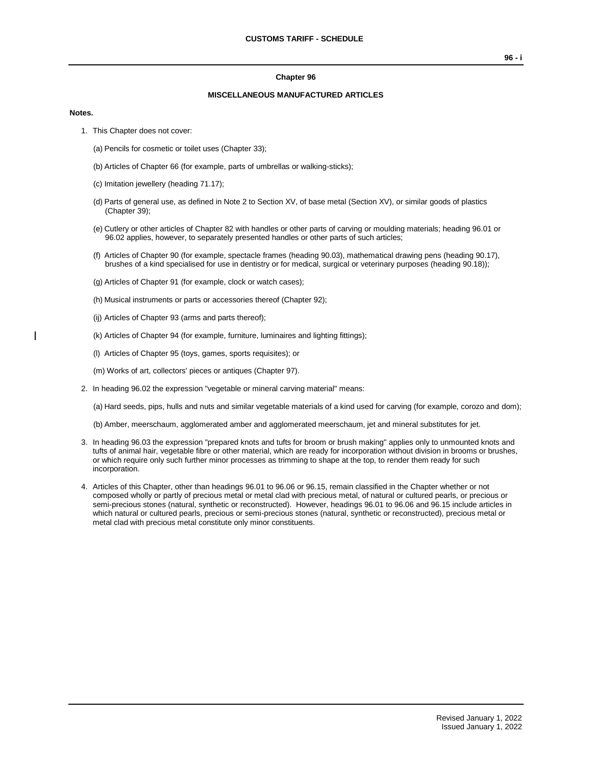# Chapter 96

## MISCELLANEOUS MANUFACTURED ARTICLES

**Notes.**

1. This Chapter does not cover:

   (a) Pencils for cosmetic or toilet uses (Chapter 33);

   (b) Articles of Chapter 66 (for example, parts of umbrellas or walking-sticks);

   (c) Imitation jewellery (heading 71.17);

   (d) Parts of general use, as defined in Note 2 to Section XV, of base metal (Section XV), or similar goods of plastics (Chapter 39);

   (e) Cutlery or other articles of Chapter 82 with handles or other parts of carving or moulding materials; heading 96.01 or 96.02 applies, however, to separately presented handles or other parts of such articles;

   (f) Articles of Chapter 90 (for example, spectacle frames (heading 90.03), mathematical drawing pens (heading 90.17), brushes of a kind specialised for use in dentistry or for medical, surgical or veterinary purposes (heading 90.18));

   (g) Articles of Chapter 91 (for example, clock or watch cases);

   (h) Musical instruments or parts or accessories thereof (Chapter 92);

   (ij) Articles of Chapter 93 (arms and parts thereof);

   (k) Articles of Chapter 94 (for example, furniture, luminaires and lighting fittings);

   (l) Articles of Chapter 95 (toys, games, sports requisites); or

   (m) Works of art, collectors' pieces or antiques (Chapter 97).

2. In heading 96.02 the expression "vegetable or mineral carving material" means:

   (a) Hard seeds, pips, hulls and nuts and similar vegetable materials of a kind used for carving (for example, corozo and dom);

   (b) Amber, meerschaum, agglomerated amber and agglomerated meerschaum, jet and mineral substitutes for jet.

3. In heading 96.03 the expression "prepared knots and tufts for broom or brush making" applies only to unmounted knots and tufts of animal hair, vegetable fibre or other material, which are ready for incorporation without division in brooms or brushes, or which require only such further minor processes as trimming to shape at the top, to render them ready for such incorporation.

4. Articles of this Chapter, other than headings 96.01 to 96.06 or 96.15, remain classified in the Chapter whether or not composed wholly or partly of precious metal or metal clad with precious metal, of natural or cultured pearls, or precious or semi-precious stones (natural, synthetic or reconstructed). However, headings 96.01 to 96.06 and 96.15 include articles in which natural or cultured pearls, precious or semi-precious stones (natural, synthetic or reconstructed), precious metal or metal clad with precious metal constitute only minor constituents.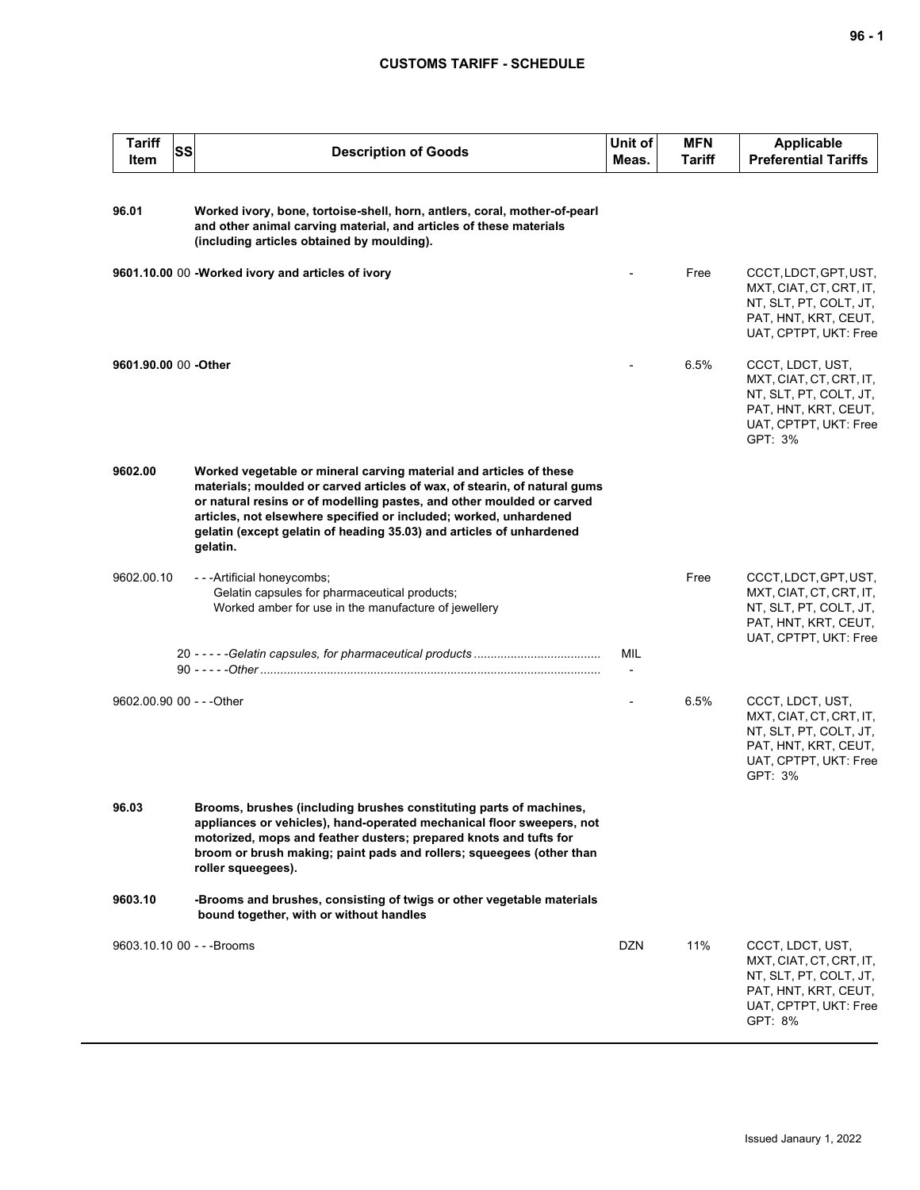| Tariff Item | SS | Description of Goods | Unit of Meas. | MFN Tariff | Applicable Preferential Tariffs |
|---|---|---|---|---|---|
| **96.01** | | **Worked ivory, bone, tortoise-shell, horn, antlers, coral, mother-of-pearl and other animal carving material, and articles of these materials (including articles obtained by moulding).** | | | |
| **9601.10.00** | 00 | **-Worked ivory and articles of ivory** | - | Free | CCCT, LDCT, GPT, UST, MXT, CIAT, CT, CRT, IT, NT, SLT, PT, COLT, JT, PAT, HNT, KRT, CEUT, UAT, CPTPT, UKT: Free |
| **9601.90.00** | 00 | **-Other** | - | 6.5% | CCCT, LDCT, UST, MXT, CIAT, CT, CRT, IT, NT, SLT, PT, COLT, JT, PAT, HNT, KRT, CEUT, UAT, CPTPT, UKT: Free GPT: 3% |
| **9602.00** | | **Worked vegetable or mineral carving material and articles of these materials; moulded or carved articles of wax, of stearin, of natural gums or natural resins or of modelling pastes, and other moulded or carved articles, not elsewhere specified or included; worked, unhardened gelatin (except gelatin of heading 35.03) and articles of unhardened gelatin.** | | | |
| 9602.00.10 | | - - -Artificial honeycombs;<br>Gelatin capsules for pharmaceutical products;<br>Worked amber for use in the manufacture of jewellery | | Free | CCCT, LDCT, GPT, UST, MXT, CIAT, CT, CRT, IT, NT, SLT, PT, COLT, JT, PAT, HNT, KRT, CEUT, UAT, CPTPT, UKT: Free |
| | 20 | - - - - -*Gelatin capsules, for pharmaceutical products* | MIL | | |
| | 90 | - - - - -*Other* | - | | |
| 9602.00.90 | 00 | - - -Other | - | 6.5% | CCCT, LDCT, UST, MXT, CIAT, CT, CRT, IT, NT, SLT, PT, COLT, JT, PAT, HNT, KRT, CEUT, UAT, CPTPT, UKT: Free GPT: 3% |
| **96.03** | | **Brooms, brushes (including brushes constituting parts of machines, appliances or vehicles), hand-operated mechanical floor sweepers, not motorized, mops and feather dusters; prepared knots and tufts for broom or brush making; paint pads and rollers; squeegees (other than roller squeegees).** | | | |
| **9603.10** | | **-Brooms and brushes, consisting of twigs or other vegetable materials bound together, with or without handles** | | | |
| 9603.10.10 | 00 | - - -Brooms | DZN | 11% | CCCT, LDCT, UST, MXT, CIAT, CT, CRT, IT, NT, SLT, PT, COLT, JT, PAT, HNT, KRT, CEUT, UAT, CPTPT, UKT: Free GPT: 8% |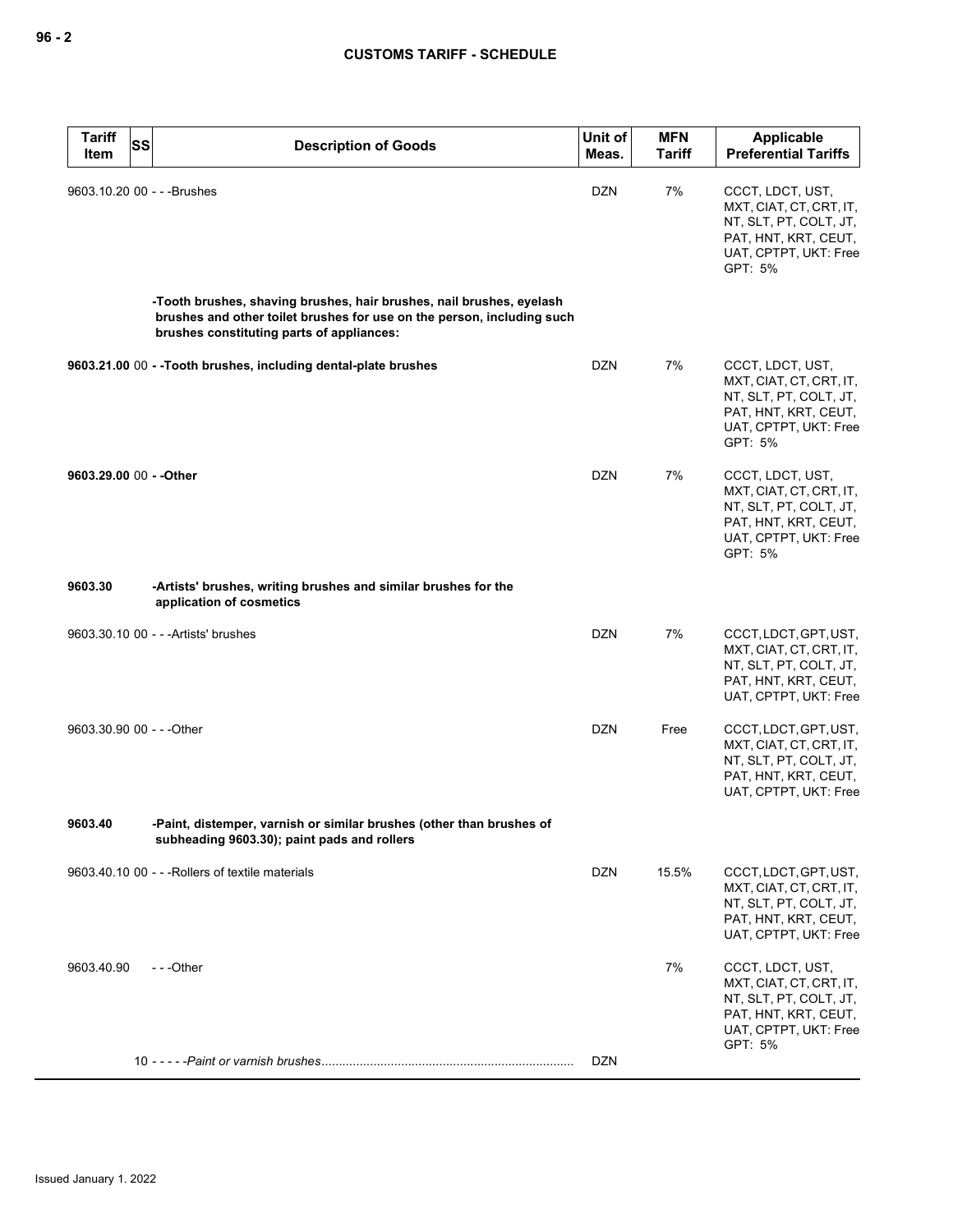| Tariff Item | SS | Description of Goods | Unit of Meas. | MFN Tariff | Applicable Preferential Tariffs |
|---|---|---|---|---|---|
| 9603.10.20 | 00 | - - -Brushes | DZN | 7% | CCCT, LDCT, UST, MXT, CIAT, CT, CRT, IT, NT, SLT, PT, COLT, JT, PAT, HNT, KRT, CEUT, UAT, CPTPT, UKT: Free GPT: 5% |
| | | **-Tooth brushes, shaving brushes, hair brushes, nail brushes, eyelash brushes and other toilet brushes for use on the person, including such brushes constituting parts of appliances:** | | | |
| **9603.21.00** | 00 | **- -Tooth brushes, including dental-plate brushes** | DZN | 7% | CCCT, LDCT, UST, MXT, CIAT, CT, CRT, IT, NT, SLT, PT, COLT, JT, PAT, HNT, KRT, CEUT, UAT, CPTPT, UKT: Free GPT: 5% |
| **9603.29.00** | 00 | **- -Other** | DZN | 7% | CCCT, LDCT, UST, MXT, CIAT, CT, CRT, IT, NT, SLT, PT, COLT, JT, PAT, HNT, KRT, CEUT, UAT, CPTPT, UKT: Free GPT: 5% |
| **9603.30** | | **-Artists' brushes, writing brushes and similar brushes for the application of cosmetics** | | | |
| 9603.30.10 | 00 | - - -Artists' brushes | DZN | 7% | CCCT, LDCT, GPT, UST, MXT, CIAT, CT, CRT, IT, NT, SLT, PT, COLT, JT, PAT, HNT, KRT, CEUT, UAT, CPTPT, UKT: Free |
| 9603.30.90 | 00 | - - -Other | DZN | Free | CCCT, LDCT, GPT, UST, MXT, CIAT, CT, CRT, IT, NT, SLT, PT, COLT, JT, PAT, HNT, KRT, CEUT, UAT, CPTPT, UKT: Free |
| **9603.40** | | **-Paint, distemper, varnish or similar brushes (other than brushes of subheading 9603.30); paint pads and rollers** | | | |
| 9603.40.10 | 00 | - - -Rollers of textile materials | DZN | 15.5% | CCCT, LDCT, GPT, UST, MXT, CIAT, CT, CRT, IT, NT, SLT, PT, COLT, JT, PAT, HNT, KRT, CEUT, UAT, CPTPT, UKT: Free |
| 9603.40.90 | | - - -Other | | 7% | CCCT, LDCT, UST, MXT, CIAT, CT, CRT, IT, NT, SLT, PT, COLT, JT, PAT, HNT, KRT, CEUT, UAT, CPTPT, UKT: Free GPT: 5% |
| | 10 | - - - - -*Paint or varnish brushes* | DZN | | |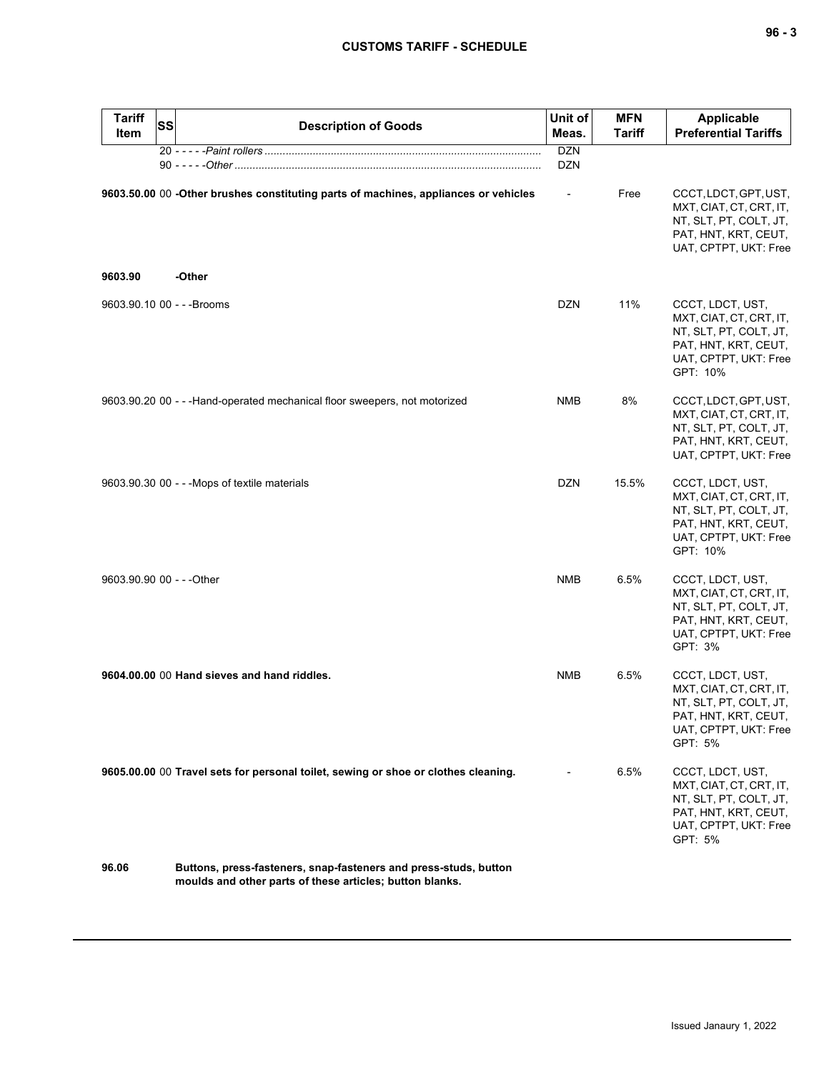| Tariff Item | SS | Description of Goods | Unit of Meas. | MFN Tariff | Applicable Preferential Tariffs |
|---|---|---|---|---|---|
| | 20 | - - - - -*Paint rollers* | DZN | | |
| | 90 | - - - - -*Other* | DZN | | |
| **9603.50.00** | 00 | **-Other brushes constituting parts of machines, appliances or vehicles** | - | Free | CCCT, LDCT, GPT, UST, MXT, CIAT, CT, CRT, IT, NT, SLT, PT, COLT, JT, PAT, HNT, KRT, CEUT, UAT, CPTPT, UKT: Free |
| **9603.90** | | **-Other** | | | |
| 9603.90.10 | 00 | - - -Brooms | DZN | 11% | CCCT, LDCT, UST, MXT, CIAT, CT, CRT, IT, NT, SLT, PT, COLT, JT, PAT, HNT, KRT, CEUT, UAT, CPTPT, UKT: Free GPT: 10% |
| 9603.90.20 | 00 | - - -Hand-operated mechanical floor sweepers, not motorized | NMB | 8% | CCCT, LDCT, GPT, UST, MXT, CIAT, CT, CRT, IT, NT, SLT, PT, COLT, JT, PAT, HNT, KRT, CEUT, UAT, CPTPT, UKT: Free |
| 9603.90.30 | 00 | - - -Mops of textile materials | DZN | 15.5% | CCCT, LDCT, UST, MXT, CIAT, CT, CRT, IT, NT, SLT, PT, COLT, JT, PAT, HNT, KRT, CEUT, UAT, CPTPT, UKT: Free GPT: 10% |
| 9603.90.90 | 00 | - - -Other | NMB | 6.5% | CCCT, LDCT, UST, MXT, CIAT, CT, CRT, IT, NT, SLT, PT, COLT, JT, PAT, HNT, KRT, CEUT, UAT, CPTPT, UKT: Free GPT: 3% |
| **9604.00.00** | 00 | **Hand sieves and hand riddles.** | NMB | 6.5% | CCCT, LDCT, UST, MXT, CIAT, CT, CRT, IT, NT, SLT, PT, COLT, JT, PAT, HNT, KRT, CEUT, UAT, CPTPT, UKT: Free GPT: 5% |
| **9605.00.00** | 00 | **Travel sets for personal toilet, sewing or shoe or clothes cleaning.** | - | 6.5% | CCCT, LDCT, UST, MXT, CIAT, CT, CRT, IT, NT, SLT, PT, COLT, JT, PAT, HNT, KRT, CEUT, UAT, CPTPT, UKT: Free GPT: 5% |
| **96.06** | | **Buttons, press-fasteners, snap-fasteners and press-studs, button moulds and other parts of these articles; button blanks.** | | | |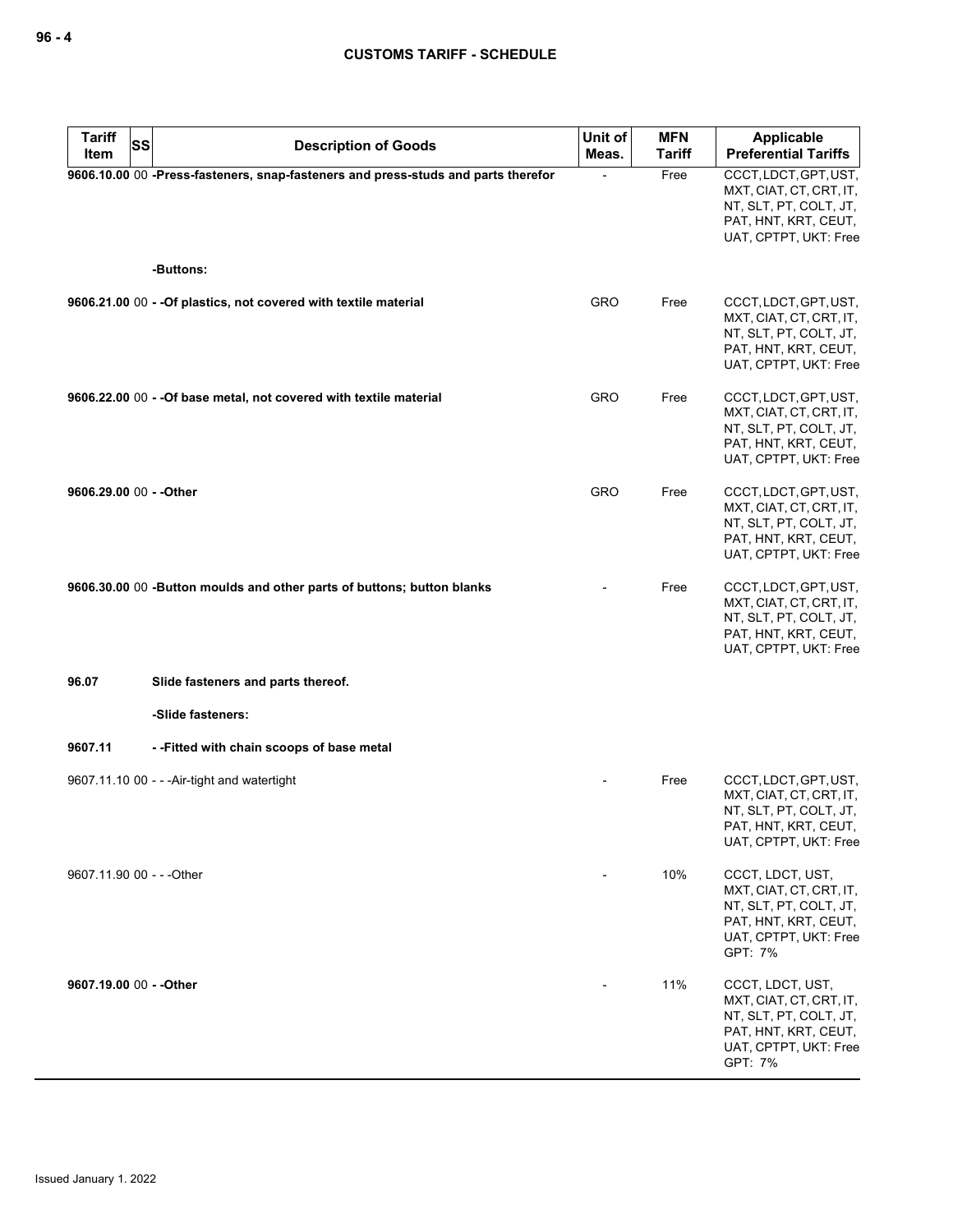| Tariff Item | SS | Description of Goods | Unit of Meas. | MFN Tariff | Applicable Preferential Tariffs |
|---|---|---|---|---|---|
| **9606.10.00** | 00 | **-Press-fasteners, snap-fasteners and press-studs and parts therefor** | - | Free | CCCT, LDCT, GPT, UST, MXT, CIAT, CT, CRT, IT, NT, SLT, PT, COLT, JT, PAT, HNT, KRT, CEUT, UAT, CPTPT, UKT: Free |
| | | **-Buttons:** | | | |
| **9606.21.00** | 00 | **- -Of plastics, not covered with textile material** | GRO | Free | CCCT, LDCT, GPT, UST, MXT, CIAT, CT, CRT, IT, NT, SLT, PT, COLT, JT, PAT, HNT, KRT, CEUT, UAT, CPTPT, UKT: Free |
| **9606.22.00** | 00 | **- -Of base metal, not covered with textile material** | GRO | Free | CCCT, LDCT, GPT, UST, MXT, CIAT, CT, CRT, IT, NT, SLT, PT, COLT, JT, PAT, HNT, KRT, CEUT, UAT, CPTPT, UKT: Free |
| **9606.29.00** | 00 | **- -Other** | GRO | Free | CCCT, LDCT, GPT, UST, MXT, CIAT, CT, CRT, IT, NT, SLT, PT, COLT, JT, PAT, HNT, KRT, CEUT, UAT, CPTPT, UKT: Free |
| **9606.30.00** | 00 | **-Button moulds and other parts of buttons; button blanks** | - | Free | CCCT, LDCT, GPT, UST, MXT, CIAT, CT, CRT, IT, NT, SLT, PT, COLT, JT, PAT, HNT, KRT, CEUT, UAT, CPTPT, UKT: Free |
| **96.07** | | **Slide fasteners and parts thereof.** | | | |
| | | **-Slide fasteners:** | | | |
| **9607.11** | | **- -Fitted with chain scoops of base metal** | | | |
| 9607.11.10 | 00 | - - -Air-tight and watertight | - | Free | CCCT, LDCT, GPT, UST, MXT, CIAT, CT, CRT, IT, NT, SLT, PT, COLT, JT, PAT, HNT, KRT, CEUT, UAT, CPTPT, UKT: Free |
| 9607.11.90 | 00 | - - -Other | - | 10% | CCCT, LDCT, UST, MXT, CIAT, CT, CRT, IT, NT, SLT, PT, COLT, JT, PAT, HNT, KRT, CEUT, UAT, CPTPT, UKT: Free<br>GPT: 7% |
| **9607.19.00** | 00 | **- -Other** | - | 11% | CCCT, LDCT, UST, MXT, CIAT, CT, CRT, IT, NT, SLT, PT, COLT, JT, PAT, HNT, KRT, CEUT, UAT, CPTPT, UKT: Free<br>GPT: 7% |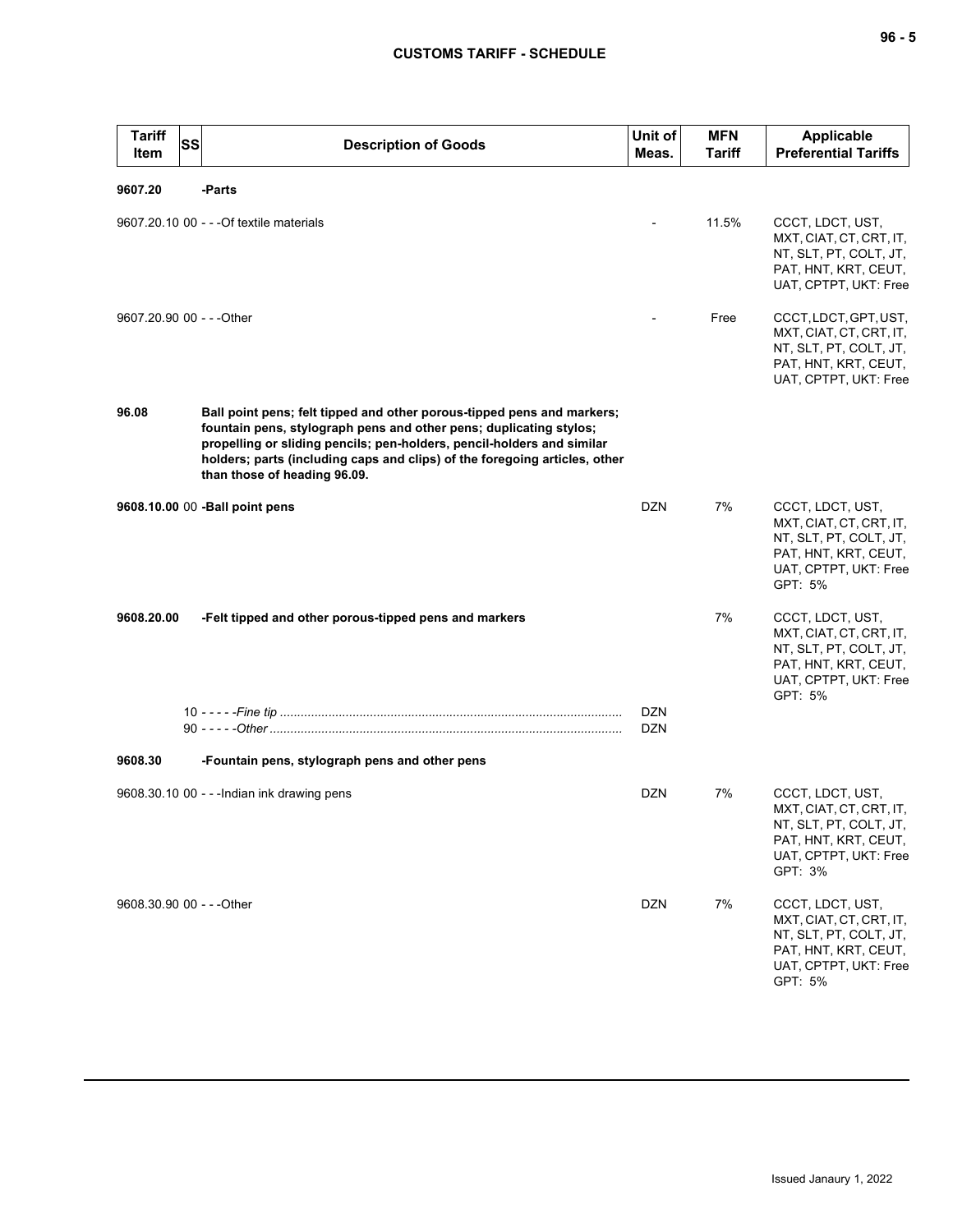| Tariff Item | SS | Description of Goods | Unit of Meas. | MFN Tariff | Applicable Preferential Tariffs |
|---|---|---|---|---|---|
| **9607.20** | | **-Parts** | | | |
| 9607.20.10 | 00 | - - -Of textile materials | - | 11.5% | CCCT, LDCT, UST, MXT, CIAT, CT, CRT, IT, NT, SLT, PT, COLT, JT, PAT, HNT, KRT, CEUT, UAT, CPTPT, UKT: Free |
| 9607.20.90 | 00 | - - -Other | - | Free | CCCT, LDCT, GPT, UST, MXT, CIAT, CT, CRT, IT, NT, SLT, PT, COLT, JT, PAT, HNT, KRT, CEUT, UAT, CPTPT, UKT: Free |
| **96.08** | | **Ball point pens; felt tipped and other porous-tipped pens and markers; fountain pens, stylograph pens and other pens; duplicating stylos; propelling or sliding pencils; pen-holders, pencil-holders and similar holders; parts (including caps and clips) of the foregoing articles, other than those of heading 96.09.** | | | |
| **9608.10.00** | 00 | **-Ball point pens** | DZN | 7% | CCCT, LDCT, UST, MXT, CIAT, CT, CRT, IT, NT, SLT, PT, COLT, JT, PAT, HNT, KRT, CEUT, UAT, CPTPT, UKT: Free GPT: 5% |
| **9608.20.00** | | **-Felt tipped and other porous-tipped pens and markers** | | 7% | CCCT, LDCT, UST, MXT, CIAT, CT, CRT, IT, NT, SLT, PT, COLT, JT, PAT, HNT, KRT, CEUT, UAT, CPTPT, UKT: Free GPT: 5% |
| | 10 | - - - - -*Fine tip* | DZN | | |
| | 90 | - - - - -*Other* | DZN | | |
| **9608.30** | | **-Fountain pens, stylograph pens and other pens** | | | |
| 9608.30.10 | 00 | - - -Indian ink drawing pens | DZN | 7% | CCCT, LDCT, UST, MXT, CIAT, CT, CRT, IT, NT, SLT, PT, COLT, JT, PAT, HNT, KRT, CEUT, UAT, CPTPT, UKT: Free GPT: 3% |
| 9608.30.90 | 00 | - - -Other | DZN | 7% | CCCT, LDCT, UST, MXT, CIAT, CT, CRT, IT, NT, SLT, PT, COLT, JT, PAT, HNT, KRT, CEUT, UAT, CPTPT, UKT: Free GPT: 5% |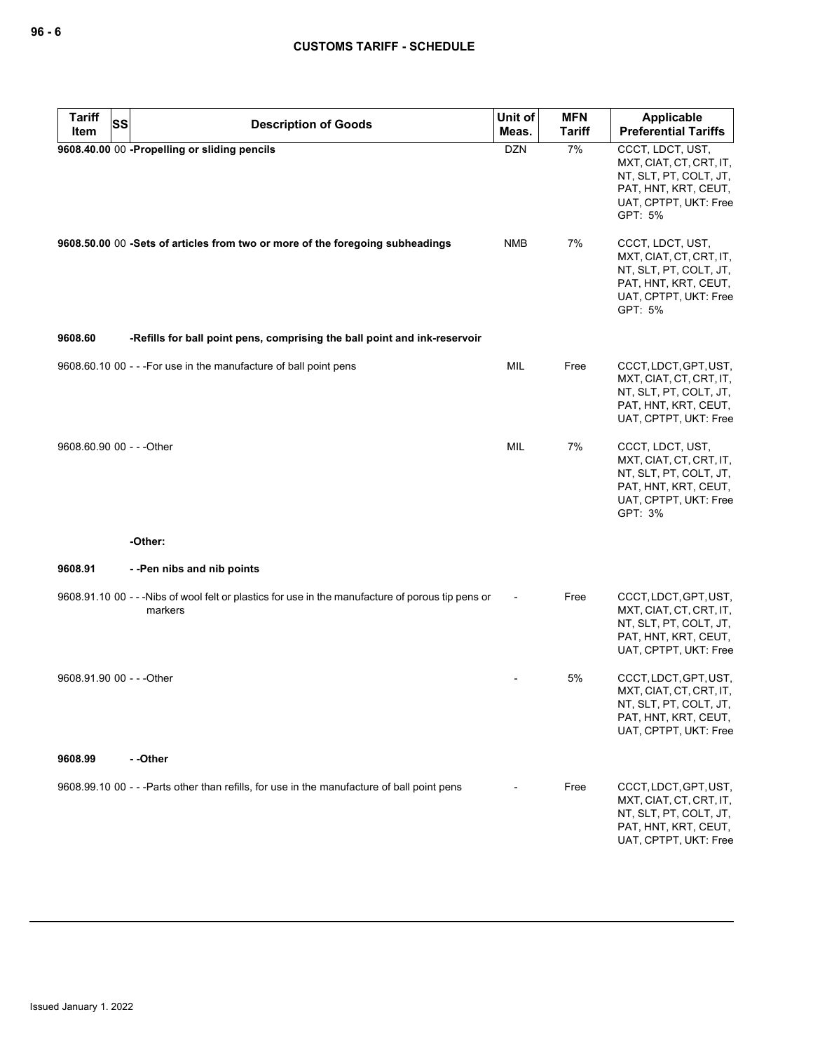| Tariff Item | SS | Description of Goods | Unit of Meas. | MFN Tariff | Applicable Preferential Tariffs |
|---|---|---|---|---|---|
| **9608.40.00** | 00 | **-Propelling or sliding pencils** | DZN | 7% | CCCT, LDCT, UST, MXT, CIAT, CT, CRT, IT, NT, SLT, PT, COLT, JT, PAT, HNT, KRT, CEUT, UAT, CPTPT, UKT: Free<br>GPT: 5% |
| **9608.50.00** | 00 | **-Sets of articles from two or more of the foregoing subheadings** | NMB | 7% | CCCT, LDCT, UST, MXT, CIAT, CT, CRT, IT, NT, SLT, PT, COLT, JT, PAT, HNT, KRT, CEUT, UAT, CPTPT, UKT: Free<br>GPT: 5% |
| **9608.60** | | **-Refills for ball point pens, comprising the ball point and ink-reservoir** | | | |
| 9608.60.10 | 00 | - - -For use in the manufacture of ball point pens | MIL | Free | CCCT, LDCT, GPT, UST, MXT, CIAT, CT, CRT, IT, NT, SLT, PT, COLT, JT, PAT, HNT, KRT, CEUT, UAT, CPTPT, UKT: Free |
| 9608.60.90 | 00 | - - -Other | MIL | 7% | CCCT, LDCT, UST, MXT, CIAT, CT, CRT, IT, NT, SLT, PT, COLT, JT, PAT, HNT, KRT, CEUT, UAT, CPTPT, UKT: Free<br>GPT: 3% |
| | | **-Other:** | | | |
| **9608.91** | | **- -Pen nibs and nib points** | | | |
| 9608.91.10 | 00 | - - -Nibs of wool felt or plastics for use in the manufacture of porous tip pens or markers | - | Free | CCCT, LDCT, GPT, UST, MXT, CIAT, CT, CRT, IT, NT, SLT, PT, COLT, JT, PAT, HNT, KRT, CEUT, UAT, CPTPT, UKT: Free |
| 9608.91.90 | 00 | - - -Other | - | 5% | CCCT, LDCT, GPT, UST, MXT, CIAT, CT, CRT, IT, NT, SLT, PT, COLT, JT, PAT, HNT, KRT, CEUT, UAT, CPTPT, UKT: Free |
| **9608.99** | | **- -Other** | | | |
| 9608.99.10 | 00 | - - -Parts other than refills, for use in the manufacture of ball point pens | - | Free | CCCT, LDCT, GPT, UST, MXT, CIAT, CT, CRT, IT, NT, SLT, PT, COLT, JT, PAT, HNT, KRT, CEUT, UAT, CPTPT, UKT: Free |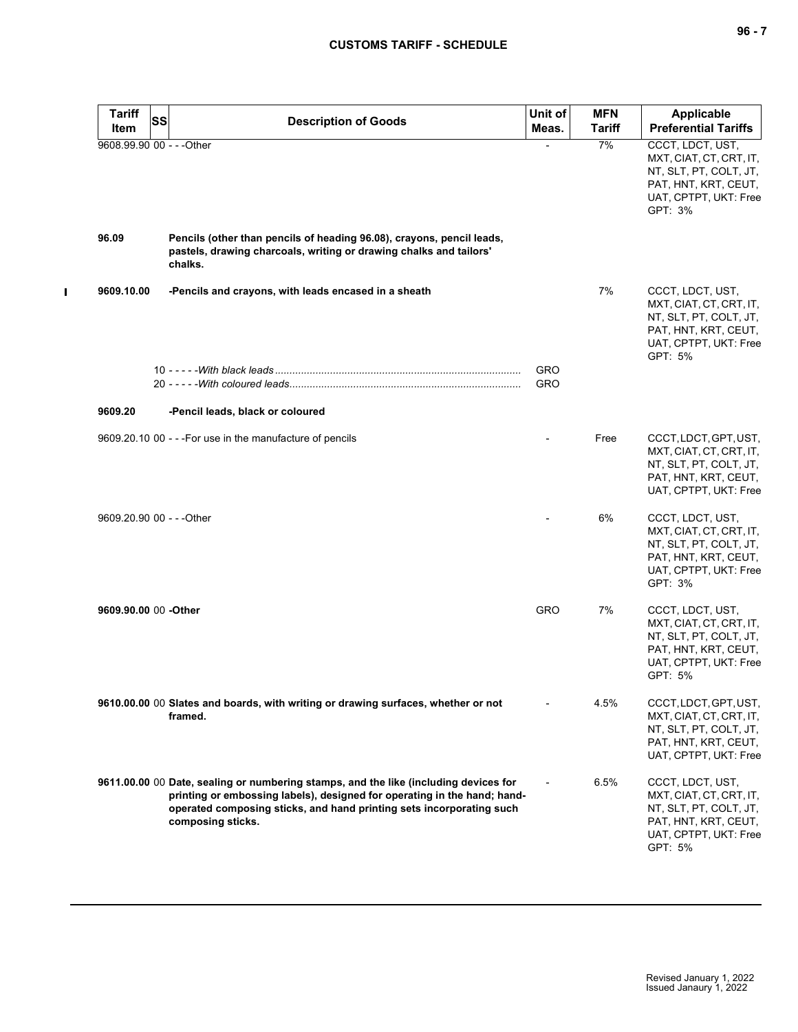| Tariff Item | SS | Description of Goods | Unit of Meas. | MFN Tariff | Applicable Preferential Tariffs |
|---|---|---|---|---|---|
| 9608.99.90 | 00 | - - -Other | - | 7% | CCCT, LDCT, UST, MXT, CIAT, CT, CRT, IT, NT, SLT, PT, COLT, JT, PAT, HNT, KRT, CEUT, UAT, CPTPT, UKT: Free GPT: 3% |
| **96.09** | | **Pencils (other than pencils of heading 96.08), crayons, pencil leads, pastels, drawing charcoals, writing or drawing chalks and tailors' chalks.** | | | |
| **9609.10.00** | | **-Pencils and crayons, with leads encased in a sheath** | | 7% | CCCT, LDCT, UST, MXT, CIAT, CT, CRT, IT, NT, SLT, PT, COLT, JT, PAT, HNT, KRT, CEUT, UAT, CPTPT, UKT: Free GPT: 5% |
| | 10 | - - - - -*With black leads* | GRO | | |
| | 20 | - - - - -*With coloured leads* | GRO | | |
| **9609.20** | | **-Pencil leads, black or coloured** | | | |
| 9609.20.10 | 00 | - - -For use in the manufacture of pencils | - | Free | CCCT, LDCT, GPT, UST, MXT, CIAT, CT, CRT, IT, NT, SLT, PT, COLT, JT, PAT, HNT, KRT, CEUT, UAT, CPTPT, UKT: Free |
| 9609.20.90 | 00 | - - -Other | - | 6% | CCCT, LDCT, UST, MXT, CIAT, CT, CRT, IT, NT, SLT, PT, COLT, JT, PAT, HNT, KRT, CEUT, UAT, CPTPT, UKT: Free GPT: 3% |
| **9609.90.00** | 00 | **-Other** | GRO | 7% | CCCT, LDCT, UST, MXT, CIAT, CT, CRT, IT, NT, SLT, PT, COLT, JT, PAT, HNT, KRT, CEUT, UAT, CPTPT, UKT: Free GPT: 5% |
| **9610.00.00** | 00 | **Slates and boards, with writing or drawing surfaces, whether or not framed.** | - | 4.5% | CCCT, LDCT, GPT, UST, MXT, CIAT, CT, CRT, IT, NT, SLT, PT, COLT, JT, PAT, HNT, KRT, CEUT, UAT, CPTPT, UKT: Free |
| **9611.00.00** | 00 | **Date, sealing or numbering stamps, and the like (including devices for printing or embossing labels), designed for operating in the hand; hand-operated composing sticks, and hand printing sets incorporating such composing sticks.** | - | 6.5% | CCCT, LDCT, UST, MXT, CIAT, CT, CRT, IT, NT, SLT, PT, COLT, JT, PAT, HNT, KRT, CEUT, UAT, CPTPT, UKT: Free GPT: 5% |

Revised January 1, 2022
Issued Janaury 1, 2022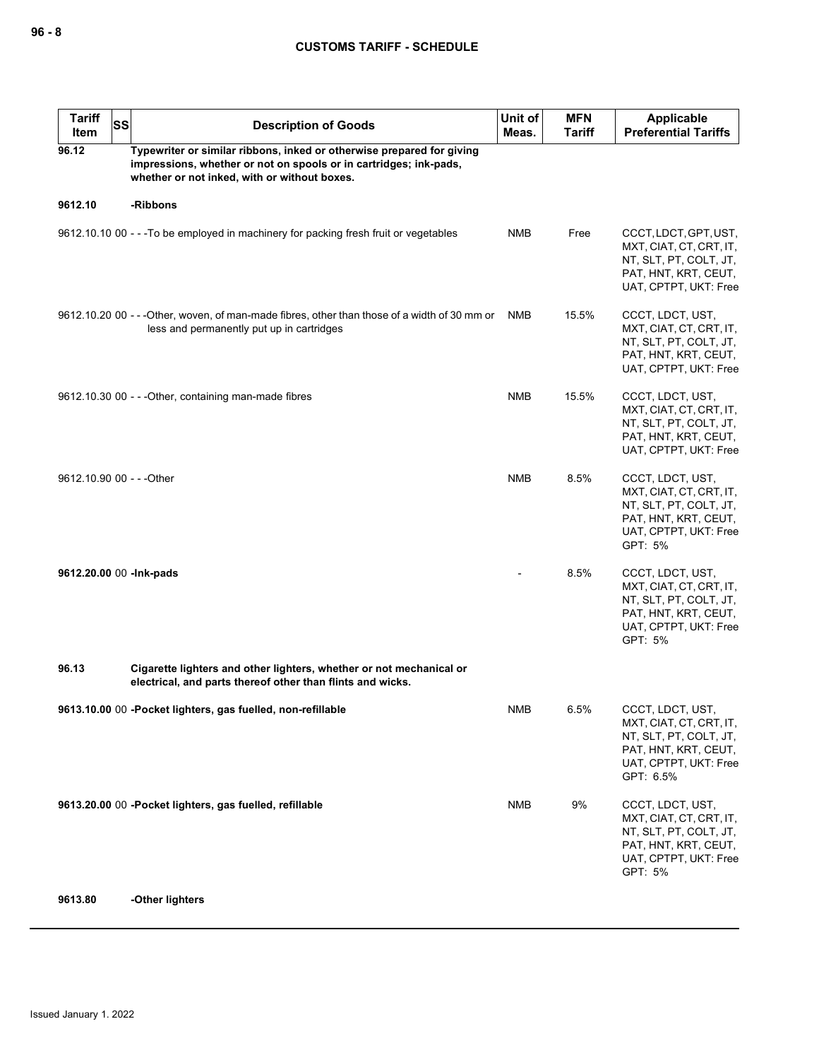| Tariff Item | SS | Description of Goods | Unit of Meas. | MFN Tariff | Applicable Preferential Tariffs |
|---|---|---|---|---|---|
| **96.12** | | **Typewriter or similar ribbons, inked or otherwise prepared for giving impressions, whether or not on spools or in cartridges; ink-pads, whether or not inked, with or without boxes.** | | | |
| **9612.10** | | **-Ribbons** | | | |
| 9612.10.10 | 00 | - - -To be employed in machinery for packing fresh fruit or vegetables | NMB | Free | CCCT, LDCT, GPT, UST, MXT, CIAT, CT, CRT, IT, NT, SLT, PT, COLT, JT, PAT, HNT, KRT, CEUT, UAT, CPTPT, UKT: Free |
| 9612.10.20 | 00 | - - -Other, woven, of man-made fibres, other than those of a width of 30 mm or less and permanently put up in cartridges | NMB | 15.5% | CCCT, LDCT, UST, MXT, CIAT, CT, CRT, IT, NT, SLT, PT, COLT, JT, PAT, HNT, KRT, CEUT, UAT, CPTPT, UKT: Free |
| 9612.10.30 | 00 | - - -Other, containing man-made fibres | NMB | 15.5% | CCCT, LDCT, UST, MXT, CIAT, CT, CRT, IT, NT, SLT, PT, COLT, JT, PAT, HNT, KRT, CEUT, UAT, CPTPT, UKT: Free |
| 9612.10.90 | 00 | - - -Other | NMB | 8.5% | CCCT, LDCT, UST, MXT, CIAT, CT, CRT, IT, NT, SLT, PT, COLT, JT, PAT, HNT, KRT, CEUT, UAT, CPTPT, UKT: Free<br>GPT: 5% |
| **9612.20.00** | 00 | **-Ink-pads** | - | 8.5% | CCCT, LDCT, UST, MXT, CIAT, CT, CRT, IT, NT, SLT, PT, COLT, JT, PAT, HNT, KRT, CEUT, UAT, CPTPT, UKT: Free<br>GPT: 5% |
| **96.13** | | **Cigarette lighters and other lighters, whether or not mechanical or electrical, and parts thereof other than flints and wicks.** | | | |
| **9613.10.00** | 00 | **-Pocket lighters, gas fuelled, non-refillable** | NMB | 6.5% | CCCT, LDCT, UST, MXT, CIAT, CT, CRT, IT, NT, SLT, PT, COLT, JT, PAT, HNT, KRT, CEUT, UAT, CPTPT, UKT: Free<br>GPT: 6.5% |
| **9613.20.00** | 00 | **-Pocket lighters, gas fuelled, refillable** | NMB | 9% | CCCT, LDCT, UST, MXT, CIAT, CT, CRT, IT, NT, SLT, PT, COLT, JT, PAT, HNT, KRT, CEUT, UAT, CPTPT, UKT: Free<br>GPT: 5% |
| **9613.80** | | **-Other lighters** | | | |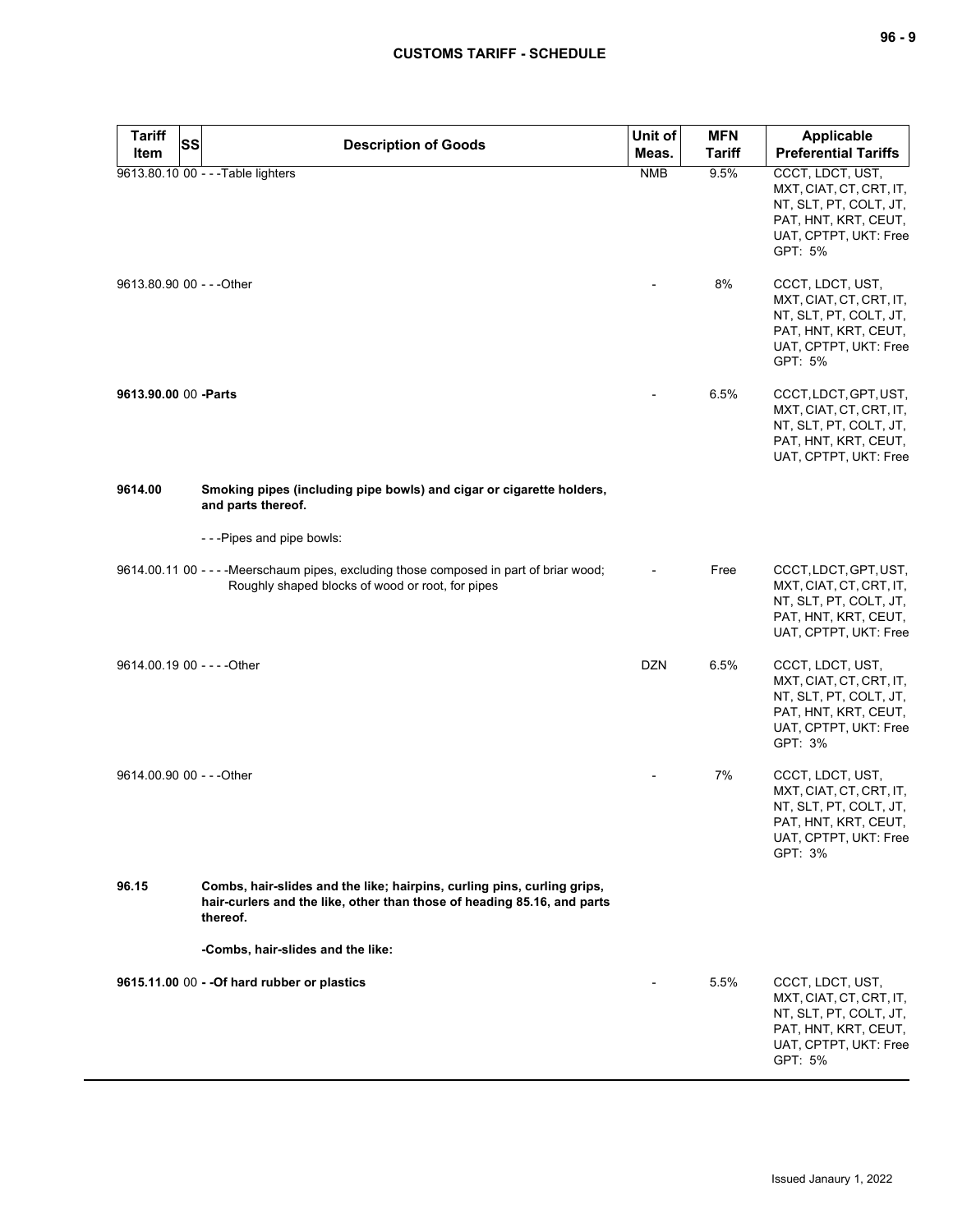| Tariff Item | SS | Description of Goods | Unit of Meas. | MFN Tariff | Applicable Preferential Tariffs |
|---|---|---|---|---|---|
| 9613.80.10 | 00 | - - -Table lighters | NMB | 9.5% | CCCT, LDCT, UST, MXT, CIAT, CT, CRT, IT, NT, SLT, PT, COLT, JT, PAT, HNT, KRT, CEUT, UAT, CPTPT, UKT: Free GPT: 5% |
| 9613.80.90 | 00 | - - -Other | - | 8% | CCCT, LDCT, UST, MXT, CIAT, CT, CRT, IT, NT, SLT, PT, COLT, JT, PAT, HNT, KRT, CEUT, UAT, CPTPT, UKT: Free GPT: 5% |
| **9613.90.00** | 00 | **-Parts** | - | 6.5% | CCCT, LDCT, GPT, UST, MXT, CIAT, CT, CRT, IT, NT, SLT, PT, COLT, JT, PAT, HNT, KRT, CEUT, UAT, CPTPT, UKT: Free |
| **9614.00** | | **Smoking pipes (including pipe bowls) and cigar or cigarette holders, and parts thereof.** | | | |
| | | - - -Pipes and pipe bowls: | | | |
| 9614.00.11 | 00 | - - - -Meerschaum pipes, excluding those composed in part of briar wood; Roughly shaped blocks of wood or root, for pipes | - | Free | CCCT, LDCT, GPT, UST, MXT, CIAT, CT, CRT, IT, NT, SLT, PT, COLT, JT, PAT, HNT, KRT, CEUT, UAT, CPTPT, UKT: Free |
| 9614.00.19 | 00 | - - - -Other | DZN | 6.5% | CCCT, LDCT, UST, MXT, CIAT, CT, CRT, IT, NT, SLT, PT, COLT, JT, PAT, HNT, KRT, CEUT, UAT, CPTPT, UKT: Free GPT: 3% |
| 9614.00.90 | 00 | - - -Other | - | 7% | CCCT, LDCT, UST, MXT, CIAT, CT, CRT, IT, NT, SLT, PT, COLT, JT, PAT, HNT, KRT, CEUT, UAT, CPTPT, UKT: Free GPT: 3% |
| **96.15** | | **Combs, hair-slides and the like; hairpins, curling pins, curling grips, hair-curlers and the like, other than those of heading 85.16, and parts thereof.** | | | |
| | | **-Combs, hair-slides and the like:** | | | |
| **9615.11.00** | 00 | **- -Of hard rubber or plastics** | - | 5.5% | CCCT, LDCT, UST, MXT, CIAT, CT, CRT, IT, NT, SLT, PT, COLT, JT, PAT, HNT, KRT, CEUT, UAT, CPTPT, UKT: Free GPT: 5% |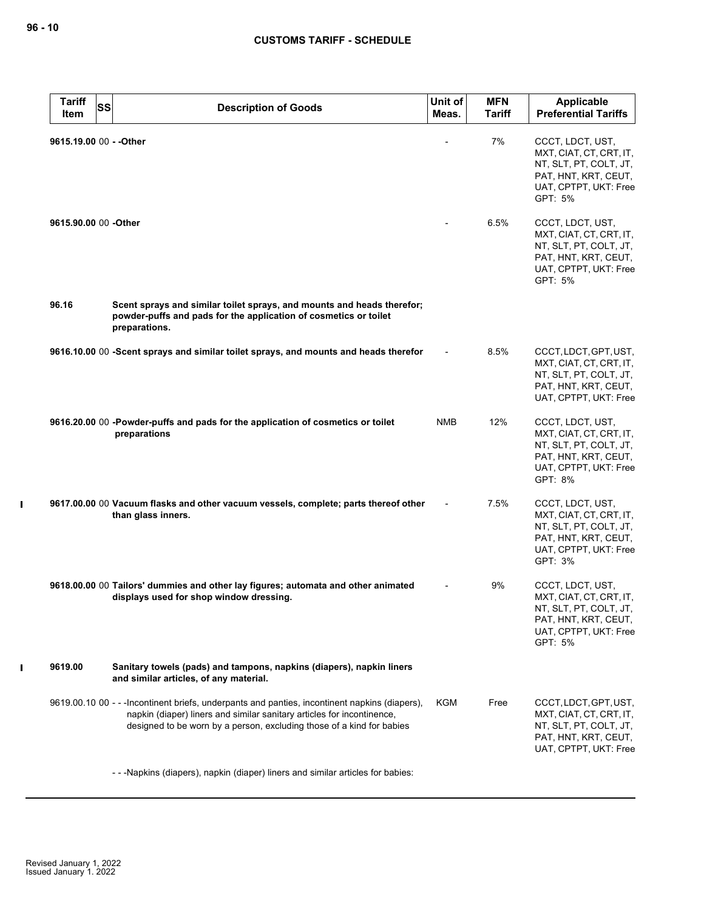| Tariff Item | SS | Description of Goods | Unit of Meas. | MFN Tariff | Applicable Preferential Tariffs |
|---|---|---|---|---|---|
| 9615.19.00 | 00 | - -Other | - | 7% | CCCT, LDCT, UST, MXT, CIAT, CT, CRT, IT, NT, SLT, PT, COLT, JT, PAT, HNT, KRT, CEUT, UAT, CPTPT, UKT: Free<br>GPT: 5% |
| 9615.90.00 | 00 | -Other | - | 6.5% | CCCT, LDCT, UST, MXT, CIAT, CT, CRT, IT, NT, SLT, PT, COLT, JT, PAT, HNT, KRT, CEUT, UAT, CPTPT, UKT: Free<br>GPT: 5% |
| 96.16 | | **Scent sprays and similar toilet sprays, and mounts and heads therefor; powder-puffs and pads for the application of cosmetics or toilet preparations.** | | | |
| 9616.10.00 | 00 | -Scent sprays and similar toilet sprays, and mounts and heads therefor | - | 8.5% | CCCT, LDCT, GPT, UST, MXT, CIAT, CT, CRT, IT, NT, SLT, PT, COLT, JT, PAT, HNT, KRT, CEUT, UAT, CPTPT, UKT: Free |
| 9616.20.00 | 00 | -Powder-puffs and pads for the application of cosmetics or toilet preparations | NMB | 12% | CCCT, LDCT, UST, MXT, CIAT, CT, CRT, IT, NT, SLT, PT, COLT, JT, PAT, HNT, KRT, CEUT, UAT, CPTPT, UKT: Free<br>GPT: 8% |
| 9617.00.00 | 00 | **Vacuum flasks and other vacuum vessels, complete; parts thereof other than glass inners.** | - | 7.5% | CCCT, LDCT, UST, MXT, CIAT, CT, CRT, IT, NT, SLT, PT, COLT, JT, PAT, HNT, KRT, CEUT, UAT, CPTPT, UKT: Free<br>GPT: 3% |
| 9618.00.00 | 00 | **Tailors' dummies and other lay figures; automata and other animated displays used for shop window dressing.** | - | 9% | CCCT, LDCT, UST, MXT, CIAT, CT, CRT, IT, NT, SLT, PT, COLT, JT, PAT, HNT, KRT, CEUT, UAT, CPTPT, UKT: Free<br>GPT: 5% |
| 9619.00 | | **Sanitary towels (pads) and tampons, napkins (diapers), napkin liners and similar articles, of any material.** | | | |
| 9619.00.10 | 00 | - - -Incontinent briefs, underpants and panties, incontinent napkins (diapers), napkin (diaper) liners and similar sanitary articles for incontinence, designed to be worn by a person, excluding those of a kind for babies | KGM | Free | CCCT, LDCT, GPT, UST, MXT, CIAT, CT, CRT, IT, NT, SLT, PT, COLT, JT, PAT, HNT, KRT, CEUT, UAT, CPTPT, UKT: Free |
| | | - - -Napkins (diapers), napkin (diaper) liners and similar articles for babies: | | | |

Revised January 1, 2022
Issued January 1. 2022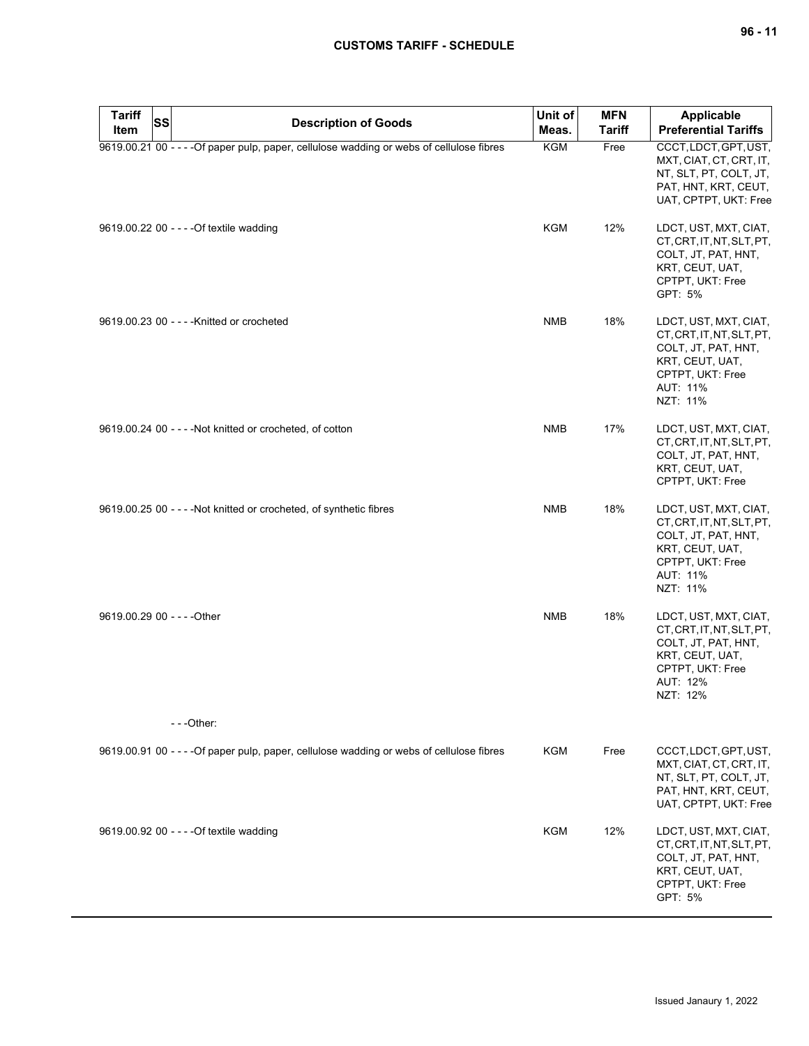| Tariff Item | SS | Description of Goods | Unit of Meas. | MFN Tariff | Applicable Preferential Tariffs |
|---|---|---|---|---|---|
| 9619.00.21 | 00 | - - - -Of paper pulp, paper, cellulose wadding or webs of cellulose fibres | KGM | Free | CCCT, LDCT, GPT, UST, MXT, CIAT, CT, CRT, IT, NT, SLT, PT, COLT, JT, PAT, HNT, KRT, CEUT, UAT, CPTPT, UKT: Free |
| 9619.00.22 | 00 | - - - -Of textile wadding | KGM | 12% | LDCT, UST, MXT, CIAT, CT, CRT, IT, NT, SLT, PT, COLT, JT, PAT, HNT, KRT, CEUT, UAT, CPTPT, UKT: Free<br>GPT: 5% |
| 9619.00.23 | 00 | - - - -Knitted or crocheted | NMB | 18% | LDCT, UST, MXT, CIAT, CT, CRT, IT, NT, SLT, PT, COLT, JT, PAT, HNT, KRT, CEUT, UAT, CPTPT, UKT: Free<br>AUT: 11%<br>NZT: 11% |
| 9619.00.24 | 00 | - - - -Not knitted or crocheted, of cotton | NMB | 17% | LDCT, UST, MXT, CIAT, CT, CRT, IT, NT, SLT, PT, COLT, JT, PAT, HNT, KRT, CEUT, UAT, CPTPT, UKT: Free |
| 9619.00.25 | 00 | - - - -Not knitted or crocheted, of synthetic fibres | NMB | 18% | LDCT, UST, MXT, CIAT, CT, CRT, IT, NT, SLT, PT, COLT, JT, PAT, HNT, KRT, CEUT, UAT, CPTPT, UKT: Free<br>AUT: 11%<br>NZT: 11% |
| 9619.00.29 | 00 | - - - -Other | NMB | 18% | LDCT, UST, MXT, CIAT, CT, CRT, IT, NT, SLT, PT, COLT, JT, PAT, HNT, KRT, CEUT, UAT, CPTPT, UKT: Free<br>AUT: 12%<br>NZT: 12% |
| | | - - -Other: | | | |
| 9619.00.91 | 00 | - - - -Of paper pulp, paper, cellulose wadding or webs of cellulose fibres | KGM | Free | CCCT, LDCT, GPT, UST, MXT, CIAT, CT, CRT, IT, NT, SLT, PT, COLT, JT, PAT, HNT, KRT, CEUT, UAT, CPTPT, UKT: Free |
| 9619.00.92 | 00 | - - - -Of textile wadding | KGM | 12% | LDCT, UST, MXT, CIAT, CT, CRT, IT, NT, SLT, PT, COLT, JT, PAT, HNT, KRT, CEUT, UAT, CPTPT, UKT: Free<br>GPT: 5% |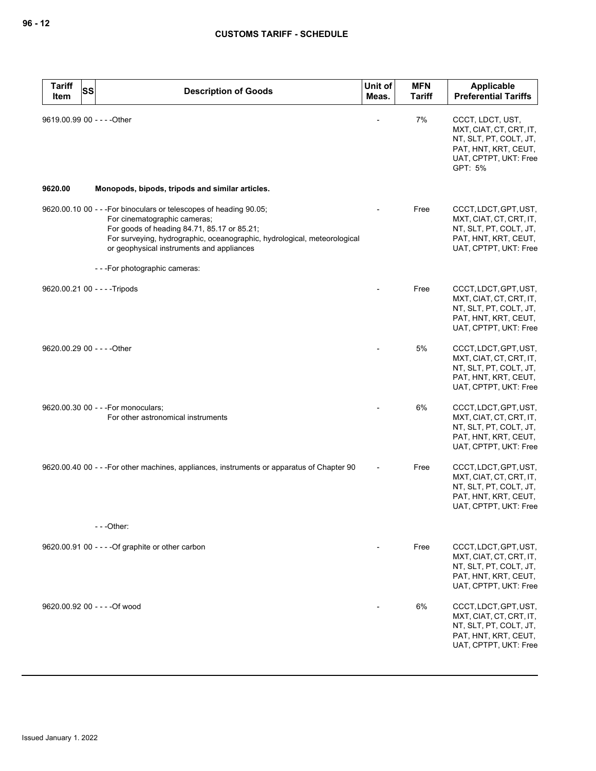| Tariff Item | SS | Description of Goods | Unit of Meas. | MFN Tariff | Applicable Preferential Tariffs |
|---|---|---|---|---|---|
| 9619.00.99 | 00 | - - - -Other | - | 7% | CCCT, LDCT, UST, MXT, CIAT, CT, CRT, IT, NT, SLT, PT, COLT, JT, PAT, HNT, KRT, CEUT, UAT, CPTPT, UKT: Free GPT: 5% |
| **9620.00** | | **Monopods, bipods, tripods and similar articles.** | | | |
| 9620.00.10 | 00 | - - -For binoculars or telescopes of heading 90.05; For cinematographic cameras; For goods of heading 84.71, 85.17 or 85.21; For surveying, hydrographic, oceanographic, hydrological, meteorological or geophysical instruments and appliances | - | Free | CCCT, LDCT, GPT, UST, MXT, CIAT, CT, CRT, IT, NT, SLT, PT, COLT, JT, PAT, HNT, KRT, CEUT, UAT, CPTPT, UKT: Free |
| | | - - -For photographic cameras: | | | |
| 9620.00.21 | 00 | - - - -Tripods | - | Free | CCCT, LDCT, GPT, UST, MXT, CIAT, CT, CRT, IT, NT, SLT, PT, COLT, JT, PAT, HNT, KRT, CEUT, UAT, CPTPT, UKT: Free |
| 9620.00.29 | 00 | - - - -Other | - | 5% | CCCT, LDCT, GPT, UST, MXT, CIAT, CT, CRT, IT, NT, SLT, PT, COLT, JT, PAT, HNT, KRT, CEUT, UAT, CPTPT, UKT: Free |
| 9620.00.30 | 00 | - - -For monoculars; For other astronomical instruments | - | 6% | CCCT, LDCT, GPT, UST, MXT, CIAT, CT, CRT, IT, NT, SLT, PT, COLT, JT, PAT, HNT, KRT, CEUT, UAT, CPTPT, UKT: Free |
| 9620.00.40 | 00 | - - -For other machines, appliances, instruments or apparatus of Chapter 90 | - | Free | CCCT, LDCT, GPT, UST, MXT, CIAT, CT, CRT, IT, NT, SLT, PT, COLT, JT, PAT, HNT, KRT, CEUT, UAT, CPTPT, UKT: Free |
| | | - - -Other: | | | |
| 9620.00.91 | 00 | - - - -Of graphite or other carbon | - | Free | CCCT, LDCT, GPT, UST, MXT, CIAT, CT, CRT, IT, NT, SLT, PT, COLT, JT, PAT, HNT, KRT, CEUT, UAT, CPTPT, UKT: Free |
| 9620.00.92 | 00 | - - - -Of wood | - | 6% | CCCT, LDCT, GPT, UST, MXT, CIAT, CT, CRT, IT, NT, SLT, PT, COLT, JT, PAT, HNT, KRT, CEUT, UAT, CPTPT, UKT: Free |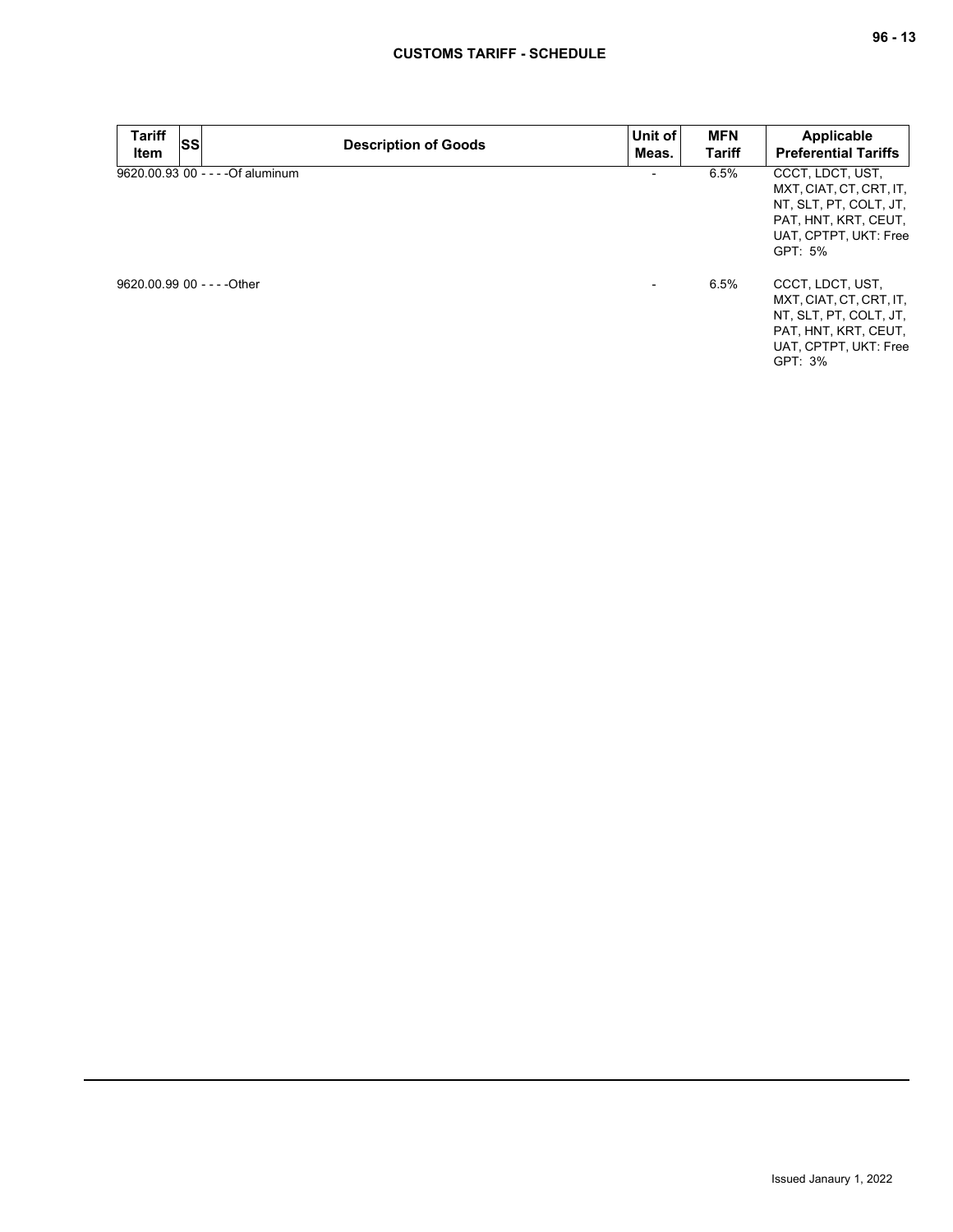| Tariff Item | SS | Description of Goods | Unit of Meas. | MFN Tariff | Applicable Preferential Tariffs |
|---|---|---|---|---|---|
| 9620.00.93 | 00 | - - - -Of aluminum | - | 6.5% | CCCT, LDCT, UST, MXT, CIAT, CT, CRT, IT, NT, SLT, PT, COLT, JT, PAT, HNT, KRT, CEUT, UAT, CPTPT, UKT: Free<br>GPT: 5% |
| 9620.00.99 | 00 | - - - -Other | - | 6.5% | CCCT, LDCT, UST, MXT, CIAT, CT, CRT, IT, NT, SLT, PT, COLT, JT, PAT, HNT, KRT, CEUT, UAT, CPTPT, UKT: Free<br>GPT: 3% |